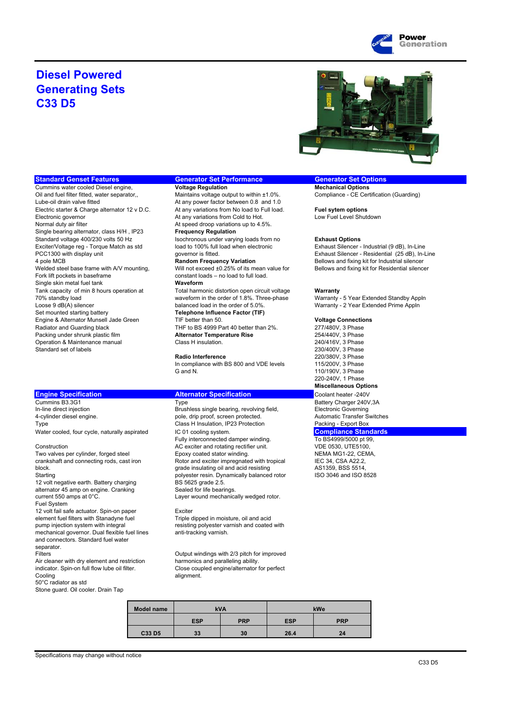# Diesel Powered Generating Sets C33 D5

## Standard Genset Features

Cummins water cooled Diesel engine,
Oil and fuel filter fitted, water separator,,
Lube-oil drain valve fitted
Electric starter & Charge alternator 12 v D.C.
Electronic governor
Normal duty air filter
Single bearing alternator, class H/H , IP23
Standard voltage 400/230 volts 50 Hz
Exciter/Voltage reg - Torque Match as std
PCC1300 with display unit
4 pole MCB
Welded steel base frame with A/V mounting,
Fork lift pockets in baseframe
Single skin metal fuel tank
Tank capacity of min 8 hours operation at 70% standby load
Loose 9 dB(A) silencer
Set mounted starting battery
Engine & Alternator Munsell Jade Green
Radiator and Guarding black
Packing under shrunk plastic film
Operation & Maintenance manual
Standard set of labels

## Generator Set Performance

**Voltage Regulation**
Maintains voltage output to within ±1.0%.
At any power factor between 0.8 and 1.0
At any variations from No load to Full load.
At any variations from Cold to Hot.
At speed droop variations up to 4.5%.

**Frequency Regulation**
Isochronous under varying loads from no load to 100% full load when electronic governor is fitted.

**Random Frequency Variation**
Will not exceed ±0.25% of its mean value for constant loads – no load to full load.

**Waveform**
Total harmonic distortion open circuit voltage waveform in the order of 1.8%. Three-phase balanced load in the order of 5.0%.

**Telephone Influence Factor (TIF)**
TIF better than 50.
THF to BS 4999 Part 40 better than 2%.

**Alternator Temperature Rise**
Class H insulation.

**Radio Interference**
In compliance with BS 800 and VDE levels G and N.

## Generator Set Options

**Mechanical Options**
Compliance - CE Certification (Guarding)

**Fuel sytem options**
Low Fuel Level Shutdown

**Exhaust Options**
Exhaust Silencer - Industrial (9 dB), In-Line
Exhaust Silencer - Residential (25 dB), In-Line
Bellows and fixing kit for Industrial silencer
Bellows and fixing kit for Residential silencer

**Warranty**
Warranty - 5 Year Extended Standby Appln
Warranty - 2 Year Extended Prime Appln

**Voltage Connections**
277/480V, 3 Phase
254/440V, 3 Phase
240/416V, 3 Phase
230/400V, 3 Phase
220/380V, 3 Phase
115/200V, 3 Phase
110/190V, 3 Phase
220-240V, 1 Phase

**Miscellaneous Options**
Coolant heater -240V
Battery Charger 240V,3A
Electronic Governing
Automatic Transfer Switches
Packing - Export Box

## Engine Specification

Cummins B3.3G1
In-line direct injection
4-cylinder diesel engine.

Type
Water cooled, four cycle, naturally aspirated

Construction
Two valves per cylinder, forged steel crankshaft and connecting rods, cast iron block.

Starting
12 volt negative earth. Battery charging alternator 45 amp on engine. Cranking current 550 amps at 0°C.

Fuel System
12 volt fail safe actuator. Spin-on paper element fuel filters with Stanadyne fuel pump injection system with integral mechanical governor. Dual flexible fuel lines and connectors. Standard fuel water separator.

Filters
Air cleaner with dry element and restriction indicator. Spin-on full flow lube oil filter.

Cooling
50°C radiator as std
Stone guard. Oil cooler. Drain Tap

## Alternator Specification

Type
Brushless single bearing, revolving field, pole, drip proof, screen protected.
Class H Insulation, IP23 Protection
IC 01 cooling system.
Fully interconnected damper winding.
AC exciter and rotating rectifier unit.
Epoxy coated stator winding.
Rotor and exciter impregnated with tropical grade insulating oil and acid resisting polyester resin. Dynamically balanced rotor BS 5625 grade 2.5.
Sealed for life bearings.
Layer wound mechanically wedged rotor.

Exciter
Triple dipped in moisture, oil and acid resisting polyester varnish and coated with anti-tracking varnish.

Output windings with 2/3 pitch for improved harmonics and paralleling ability.
Close coupled engine/alternator for perfect alignment.

## Compliance Standards

To BS4999/5000 pt 99,
VDE 0530, UTE5100,
NEMA MG1-22, CEMA,
IEC 34, CSA A22.2,
AS1359, BSS 5514,
ISO 3046 and ISO 8528

| Model name | kVA | | kWe | |
|---|---|---|---|---|
| | ESP | PRP | ESP | PRP |
| C33 D5 | 33 | 30 | 26.4 | 24 |

Specifications may change without notice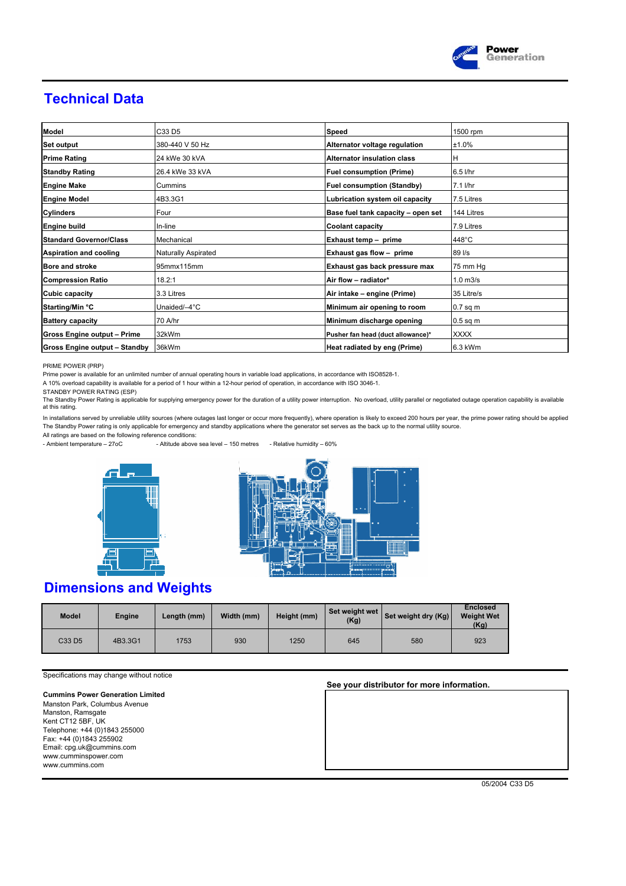# Technical Data

| | | | |
|---|---|---|---|
| **Model** | C33 D5 | **Speed** | 1500 rpm |
| **Set output** | 380-440 V 50 Hz | **Alternator voltage regulation** | ±1.0% |
| **Prime Rating** | 24 kWe 30 kVA | **Alternator insulation class** | H |
| **Standby Rating** | 26.4 kWe 33 kVA | **Fuel consumption (Prime)** | 6.5 l/hr |
| **Engine Make** | Cummins | **Fuel consumption (Standby)** | 7.1 l/hr |
| **Engine Model** | 4B3.3G1 | **Lubrication system oil capacity** | 7.5 Litres |
| **Cylinders** | Four | **Base fuel tank capacity – open set** | 144 Litres |
| **Engine build** | In-line | **Coolant capacity** | 7.9 Litres |
| **Standard Governor/Class** | Mechanical | **Exhaust temp – prime** | 448°C |
| **Aspiration and cooling** | Naturally Aspirated | **Exhaust gas flow – prime** | 89 l/s |
| **Bore and stroke** | 95mmx115mm | **Exhaust gas back pressure max** | 75 mm Hg |
| **Compression Ratio** | 18.2:1 | **Air flow – radiator*** | 1.0 m3/s |
| **Cubic capacity** | 3.3 Litres | **Air intake – engine (Prime)** | 35 Litre/s |
| **Starting/Min °C** | Unaided/–4°C | **Minimum air opening to room** | 0.7 sq m |
| **Battery capacity** | 70 A/hr | **Minimum discharge opening** | 0.5 sq m |
| **Gross Engine output – Prime** | 32kWm | **Pusher fan head (duct allowance)*** | XXXX |
| **Gross Engine output – Standby** | 36kWm | **Heat radiated by eng (Prime)** | 6.3 kWm |

PRIME POWER (PRP)

Prime power is available for an unlimited number of annual operating hours in variable load applications, in accordance with ISO8528-1.

A 10% overload capability is available for a period of 1 hour within a 12-hour period of operation, in accordance with ISO 3046-1.

STANDBY POWER RATING (ESP)

The Standby Power Rating is applicable for supplying emergency power for the duration of a utility power interruption. No overload, utility parallel or negotiated outage operation capability is available at this rating.

In installations served by unreliable utility sources (where outages last longer or occur more frequently), where operation is likely to exceed 200 hours per year, the prime power rating should be applied

The Standby Power rating is only applicable for emergency and standby applications where the generator set serves as the back up to the normal utility source.

All ratings are based on the following reference conditions:

- Ambient temperature – 27oC - Altitude above sea level – 150 metres - Relative humidity – 60%

# Dimensions and Weights

| Model | Engine | Length (mm) | Width (mm) | Height (mm) | Set weight wet (Kg) | Set weight dry (Kg) | Enclosed Weight Wet (Kg) |
|---|---|---|---|---|---|---|---|
| C33 D5 | 4B3.3G1 | 1753 | 930 | 1250 | 645 | 580 | 923 |

Specifications may change without notice

**Cummins Power Generation Limited**
Manston Park, Columbus Avenue
Manston, Ramsgate
Kent CT12 5BF, UK
Telephone: +44 (0)1843 255000
Fax: +44 (0)1843 255902
Email: cpg.uk@cummins.com
www.cumminspower.com
www.cummins.com

**See your distributor for more information.**

05/2004 C33 D5